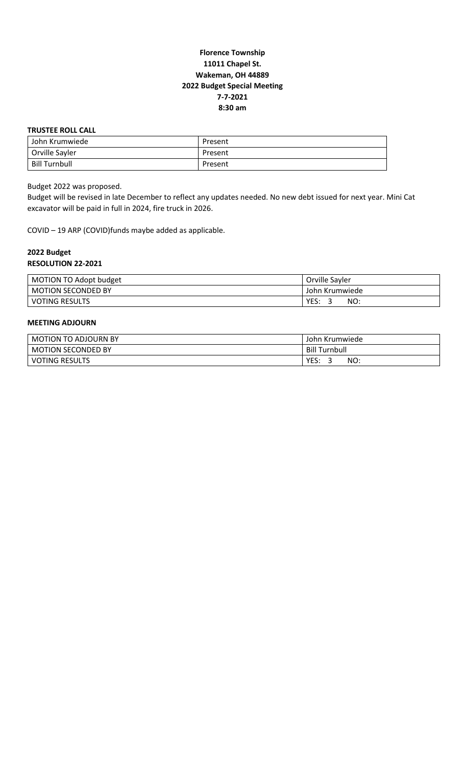**Florence Township**
**11011 Chapel St.**
**Wakeman, OH 44889**
**2022 Budget Special Meeting**
**7-7-2021**
**8:30 am**

**TRUSTEE ROLL CALL**

| | |
|---|---|
| John Krumwiede | Present |
| Orville Sayler | Present |
| Bill Turnbull | Present |

Budget 2022 was proposed.

Budget will be revised in late December to reflect any updates needed. No new debt issued for next year. Mini Cat excavator will be paid in full in 2024, fire truck in 2026.

COVID – 19 ARP (COVID)funds maybe added as applicable.

**2022 Budget**
**RESOLUTION 22-2021**

| | |
|---|---|
| MOTION TO Adopt budget | Orville Sayler |
| MOTION SECONDED BY | John Krumwiede |
| VOTING RESULTS | YES: 3 NO: |

**MEETING ADJOURN**

| | |
|---|---|
| MOTION TO ADJOURN BY | John Krumwiede |
| MOTION SECONDED BY | Bill Turnbull |
| VOTING RESULTS | YES: 3 NO: |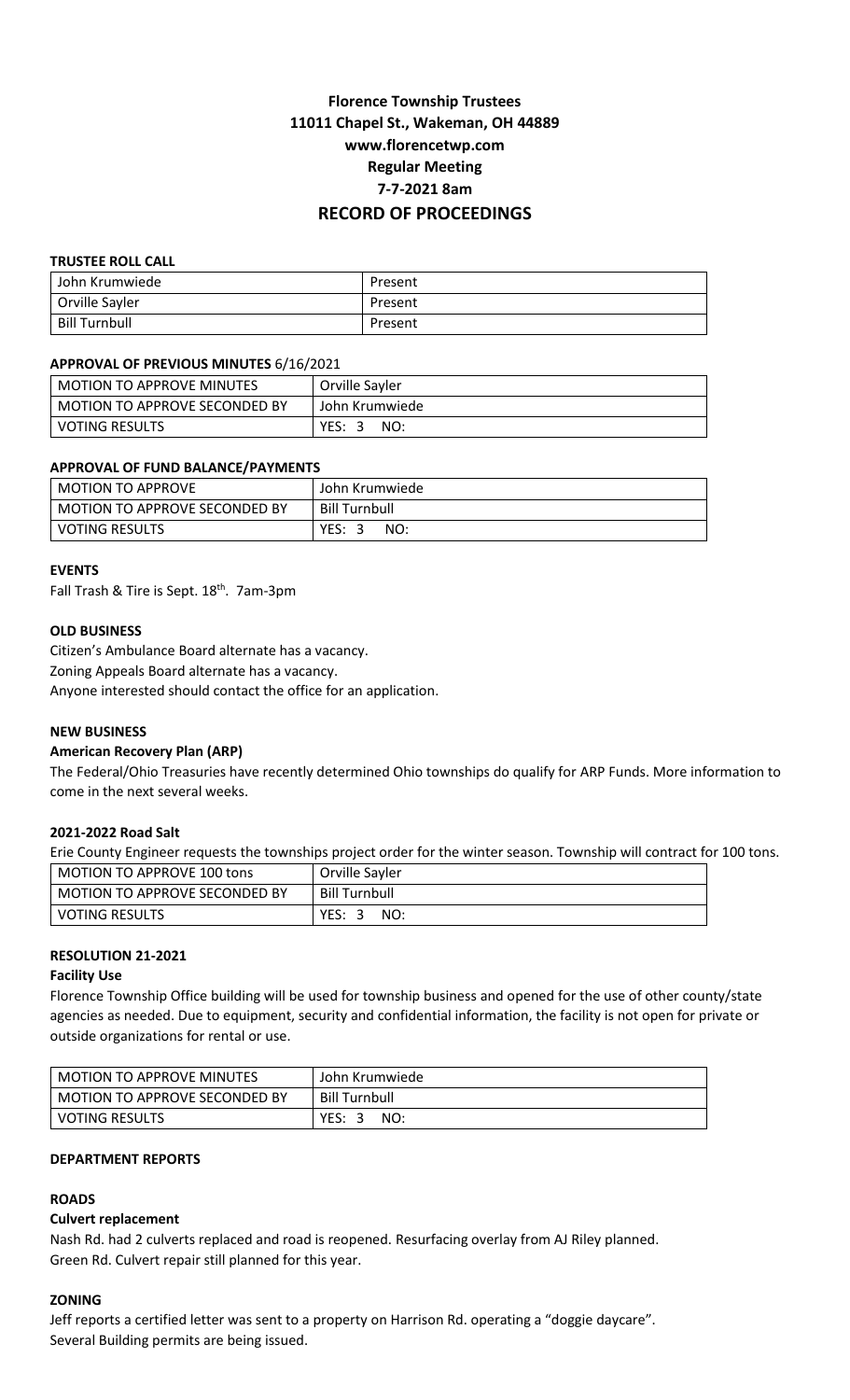# Florence Township Trustees
## 11011 Chapel St., Wakeman, OH 44889
## www.florencetwp.com
## Regular Meeting
## 7-7-2021 8am
## RECORD OF PROCEEDINGS

**TRUSTEE ROLL CALL**

| John Krumwiede | Present |
|---|---|
| Orville Sayler | Present |
| Bill Turnbull | Present |

**APPROVAL OF PREVIOUS MINUTES** 6/16/2021

| MOTION TO APPROVE MINUTES | Orville Sayler |
|---|---|
| MOTION TO APPROVE SECONDED BY | John Krumwiede |
| VOTING RESULTS | YES: 3 NO: |

**APPROVAL OF FUND BALANCE/PAYMENTS**

| MOTION TO APPROVE | John Krumwiede |
|---|---|
| MOTION TO APPROVE SECONDED BY | Bill Turnbull |
| VOTING RESULTS | YES: 3 NO: |

**EVENTS**

Fall Trash & Tire is Sept. 18th. 7am-3pm

**OLD BUSINESS**

Citizen's Ambulance Board alternate has a vacancy.
Zoning Appeals Board alternate has a vacancy.
Anyone interested should contact the office for an application.

**NEW BUSINESS**

**American Recovery Plan (ARP)**

The Federal/Ohio Treasuries have recently determined Ohio townships do qualify for ARP Funds. More information to come in the next several weeks.

**2021-2022 Road Salt**

Erie County Engineer requests the townships project order for the winter season. Township will contract for 100 tons.

| MOTION TO APPROVE 100 tons | Orville Sayler |
|---|---|
| MOTION TO APPROVE SECONDED BY | Bill Turnbull |
| VOTING RESULTS | YES: 3 NO: |

**RESOLUTION 21-2021**

**Facility Use**

Florence Township Office building will be used for township business and opened for the use of other county/state agencies as needed. Due to equipment, security and confidential information, the facility is not open for private or outside organizations for rental or use.

| MOTION TO APPROVE MINUTES | John Krumwiede |
|---|---|
| MOTION TO APPROVE SECONDED BY | Bill Turnbull |
| VOTING RESULTS | YES: 3 NO: |

**DEPARTMENT REPORTS**

**ROADS**

**Culvert replacement**

Nash Rd. had 2 culverts replaced and road is reopened. Resurfacing overlay from AJ Riley planned.
Green Rd. Culvert repair still planned for this year.

**ZONING**

Jeff reports a certified letter was sent to a property on Harrison Rd. operating a "doggie daycare".
Several Building permits are being issued.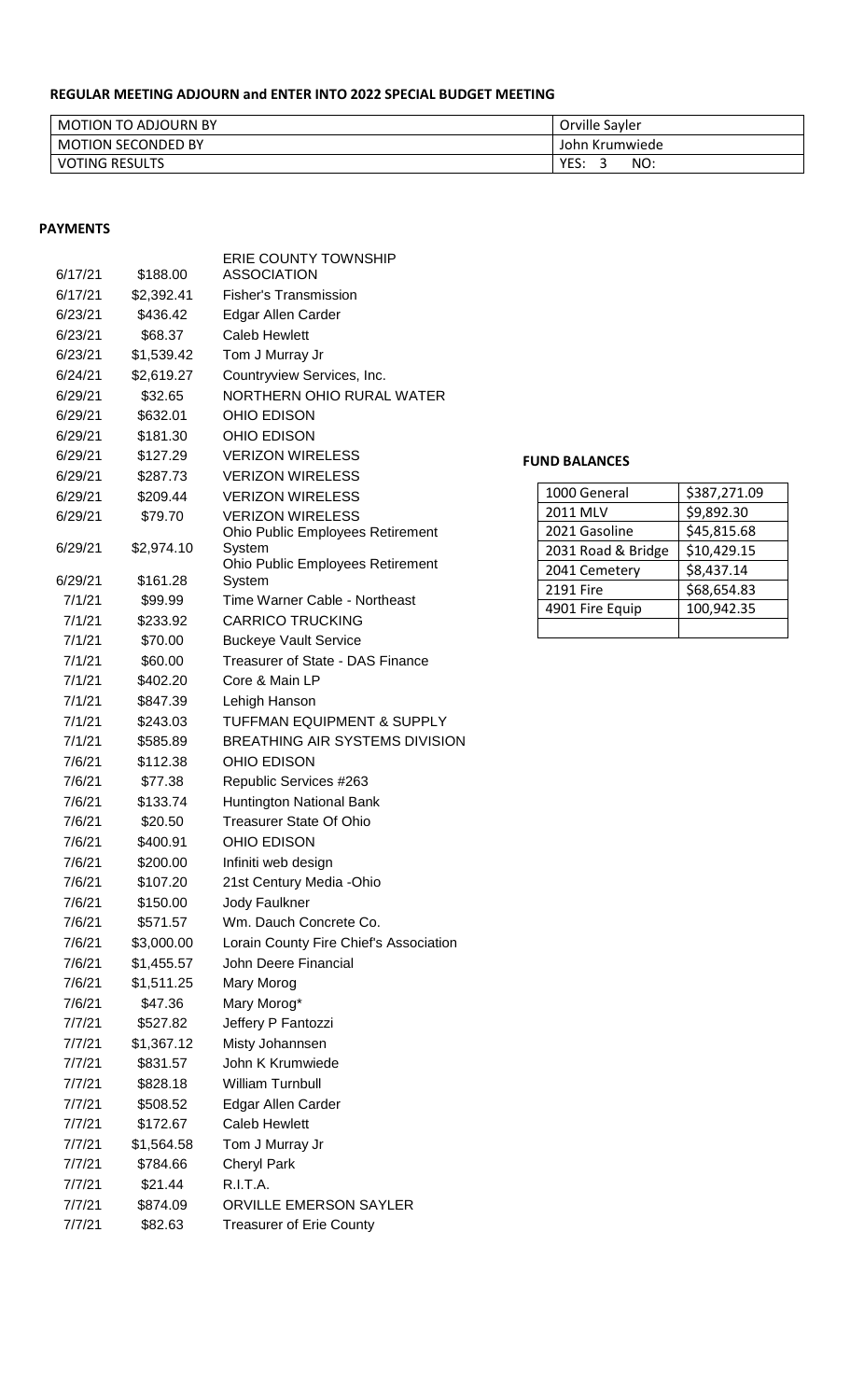**REGULAR MEETING ADJOURN and ENTER INTO 2022 SPECIAL BUDGET MEETING**

| | |
|---|---|
| MOTION TO ADJOURN BY | Orville Sayler |
| MOTION SECONDED BY | John Krumwiede |
| VOTING RESULTS | YES: 3 NO: |

**PAYMENTS**

| | | |
|---|---|---|
| 6/17/21 | \$188.00 | ERIE COUNTY TOWNSHIP ASSOCIATION |
| 6/17/21 | \$2,392.41 | Fisher's Transmission |
| 6/23/21 | \$436.42 | Edgar Allen Carder |
| 6/23/21 | \$68.37 | Caleb Hewlett |
| 6/23/21 | \$1,539.42 | Tom J Murray Jr |
| 6/24/21 | \$2,619.27 | Countryview Services, Inc. |
| 6/29/21 | \$32.65 | NORTHERN OHIO RURAL WATER |
| 6/29/21 | \$632.01 | OHIO EDISON |
| 6/29/21 | \$181.30 | OHIO EDISON |
| 6/29/21 | \$127.29 | VERIZON WIRELESS |
| 6/29/21 | \$287.73 | VERIZON WIRELESS |
| 6/29/21 | \$209.44 | VERIZON WIRELESS |
| 6/29/21 | \$79.70 | VERIZON WIRELESS |
| 6/29/21 | \$2,974.10 | Ohio Public Employees Retirement System |
| 6/29/21 | \$161.28 | Ohio Public Employees Retirement System |
| 7/1/21 | \$99.99 | Time Warner Cable - Northeast |
| 7/1/21 | \$233.92 | CARRICO TRUCKING |
| 7/1/21 | \$70.00 | Buckeye Vault Service |
| 7/1/21 | \$60.00 | Treasurer of State - DAS Finance |
| 7/1/21 | \$402.20 | Core & Main LP |
| 7/1/21 | \$847.39 | Lehigh Hanson |
| 7/1/21 | \$243.03 | TUFFMAN EQUIPMENT & SUPPLY |
| 7/1/21 | \$585.89 | BREATHING AIR SYSTEMS DIVISION |
| 7/6/21 | \$112.38 | OHIO EDISON |
| 7/6/21 | \$77.38 | Republic Services #263 |
| 7/6/21 | \$133.74 | Huntington National Bank |
| 7/6/21 | \$20.50 | Treasurer State Of Ohio |
| 7/6/21 | \$400.91 | OHIO EDISON |
| 7/6/21 | \$200.00 | Infiniti web design |
| 7/6/21 | \$107.20 | 21st Century Media -Ohio |
| 7/6/21 | \$150.00 | Jody Faulkner |
| 7/6/21 | \$571.57 | Wm. Dauch Concrete Co. |
| 7/6/21 | \$3,000.00 | Lorain County Fire Chief's Association |
| 7/6/21 | \$1,455.57 | John Deere Financial |
| 7/6/21 | \$1,511.25 | Mary Morog |
| 7/6/21 | \$47.36 | Mary Morog* |
| 7/7/21 | \$527.82 | Jeffery P Fantozzi |
| 7/7/21 | \$1,367.12 | Misty Johannsen |
| 7/7/21 | \$831.57 | John K Krumwiede |
| 7/7/21 | \$828.18 | William Turnbull |
| 7/7/21 | \$508.52 | Edgar Allen Carder |
| 7/7/21 | \$172.67 | Caleb Hewlett |
| 7/7/21 | \$1,564.58 | Tom J Murray Jr |
| 7/7/21 | \$784.66 | Cheryl Park |
| 7/7/21 | \$21.44 | R.I.T.A. |
| 7/7/21 | \$874.09 | ORVILLE EMERSON SAYLER |
| 7/7/21 | \$82.63 | Treasurer of Erie County |

**FUND BALANCES**

| | |
|---|---|
| 1000 General | \$387,271.09 |
| 2011 MLV | \$9,892.30 |
| 2021 Gasoline | \$45,815.68 |
| 2031 Road & Bridge | \$10,429.15 |
| 2041 Cemetery | \$8,437.14 |
| 2191 Fire | \$68,654.83 |
| 4901 Fire Equip | 100,942.35 |